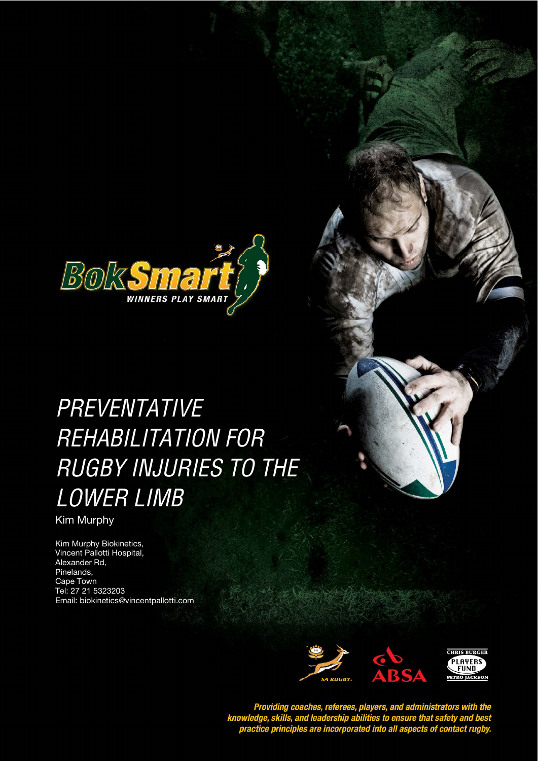BokSmart

WINNERS PLAY SMART

# PREVENTATIVE REHABILITATION FOR RUGBY INJURIES TO THE LOWER LIMB

Kim Murphy

Kim Murphy Biokinetics,
Vincent Pallotti Hospital,
Alexander Rd,
Pinelands,
Cape Town
Tel: 27 21 5323203
Email: biokinetics@vincentpallotti.com

SA RUGBY

ABSA

CHRIS BURGER PLAYERS FUND PETRO JACKSON

*Providing coaches, referees, players, and administrators with the knowledge, skills, and leadership abilities to ensure that safety and best practice principles are incorporated into all aspects of contact rugby.*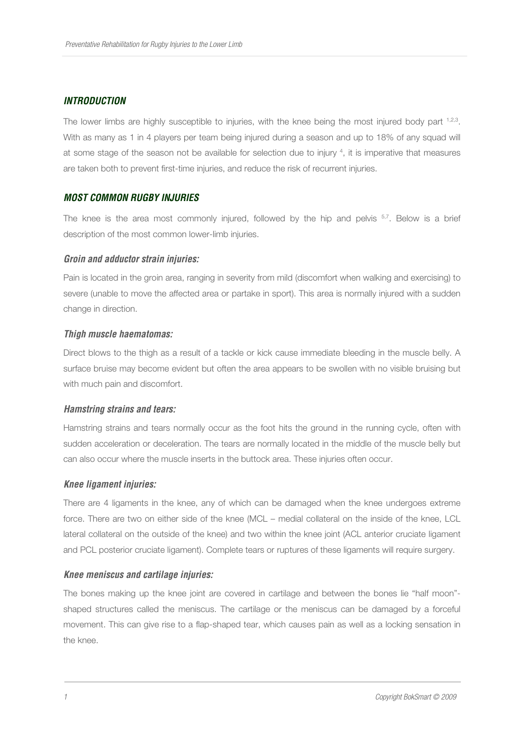## *INTRODUCTION*

The lower limbs are highly susceptible to injuries, with the knee being the most injured body part [1,2,3]. With as many as 1 in 4 players per team being injured during a season and up to 18% of any squad will at some stage of the season not be available for selection due to injury [4], it is imperative that measures are taken both to prevent first-time injuries, and reduce the risk of recurrent injuries.

## *MOST COMMON RUGBY INJURIES*

The knee is the area most commonly injured, followed by the hip and pelvis [5,7]. Below is a brief description of the most common lower-limb injuries.

### *Groin and adductor strain injuries:*

Pain is located in the groin area, ranging in severity from mild (discomfort when walking and exercising) to severe (unable to move the affected area or partake in sport). This area is normally injured with a sudden change in direction.

### *Thigh muscle haematomas:*

Direct blows to the thigh as a result of a tackle or kick cause immediate bleeding in the muscle belly. A surface bruise may become evident but often the area appears to be swollen with no visible bruising but with much pain and discomfort.

### *Hamstring strains and tears:*

Hamstring strains and tears normally occur as the foot hits the ground in the running cycle, often with sudden acceleration or deceleration. The tears are normally located in the middle of the muscle belly but can also occur where the muscle inserts in the buttock area. These injuries often occur.

### *Knee ligament injuries:*

There are 4 ligaments in the knee, any of which can be damaged when the knee undergoes extreme force. There are two on either side of the knee (MCL – medial collateral on the inside of the knee, LCL lateral collateral on the outside of the knee) and two within the knee joint (ACL anterior cruciate ligament and PCL posterior cruciate ligament). Complete tears or ruptures of these ligaments will require surgery.

### *Knee meniscus and cartilage injuries:*

The bones making up the knee joint are covered in cartilage and between the bones lie "half moon"-shaped structures called the meniscus. The cartilage or the meniscus can be damaged by a forceful movement. This can give rise to a flap-shaped tear, which causes pain as well as a locking sensation in the knee.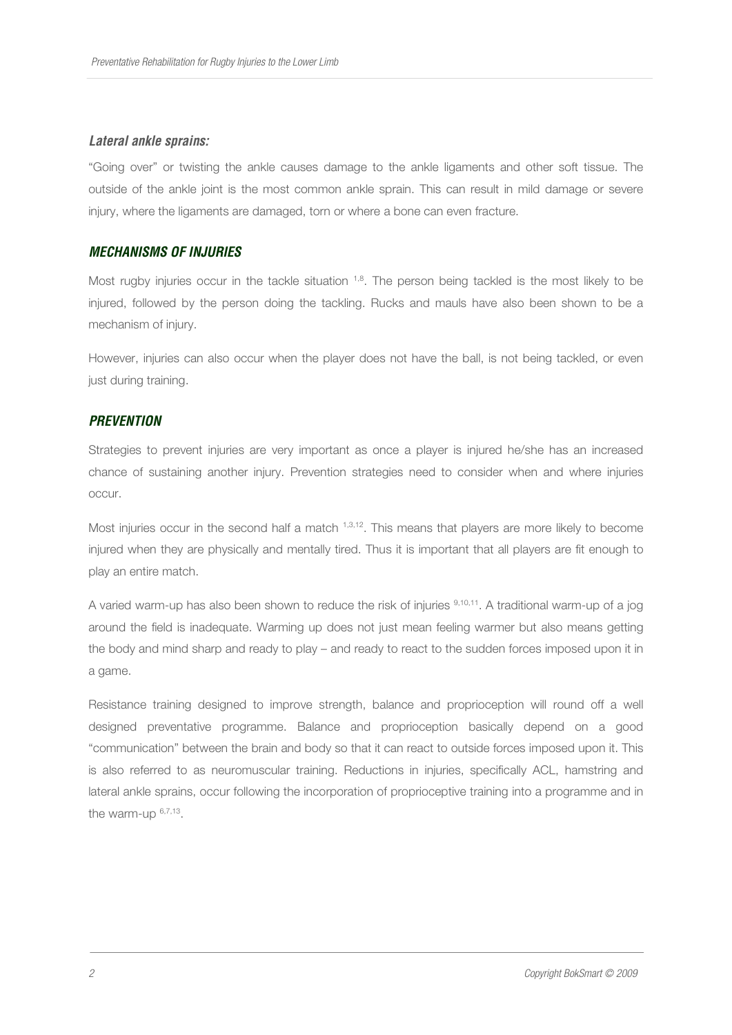### *Lateral ankle sprains:*

"Going over" or twisting the ankle causes damage to the ankle ligaments and other soft tissue. The outside of the ankle joint is the most common ankle sprain. This can result in mild damage or severe injury, where the ligaments are damaged, torn or where a bone can even fracture.

## *MECHANISMS OF INJURIES*

Most rugby injuries occur in the tackle situation [1,8]. The person being tackled is the most likely to be injured, followed by the person doing the tackling. Rucks and mauls have also been shown to be a mechanism of injury.

However, injuries can also occur when the player does not have the ball, is not being tackled, or even just during training.

## *PREVENTION*

Strategies to prevent injuries are very important as once a player is injured he/she has an increased chance of sustaining another injury. Prevention strategies need to consider when and where injuries occur.

Most injuries occur in the second half a match [1,3,12]. This means that players are more likely to become injured when they are physically and mentally tired. Thus it is important that all players are fit enough to play an entire match.

A varied warm-up has also been shown to reduce the risk of injuries [9,10,11]. A traditional warm-up of a jog around the field is inadequate. Warming up does not just mean feeling warmer but also means getting the body and mind sharp and ready to play – and ready to react to the sudden forces imposed upon it in a game.

Resistance training designed to improve strength, balance and proprioception will round off a well designed preventative programme. Balance and proprioception basically depend on a good "communication" between the brain and body so that it can react to outside forces imposed upon it. This is also referred to as neuromuscular training. Reductions in injuries, specifically ACL, hamstring and lateral ankle sprains, occur following the incorporation of proprioceptive training into a programme and in the warm-up [6,7,13].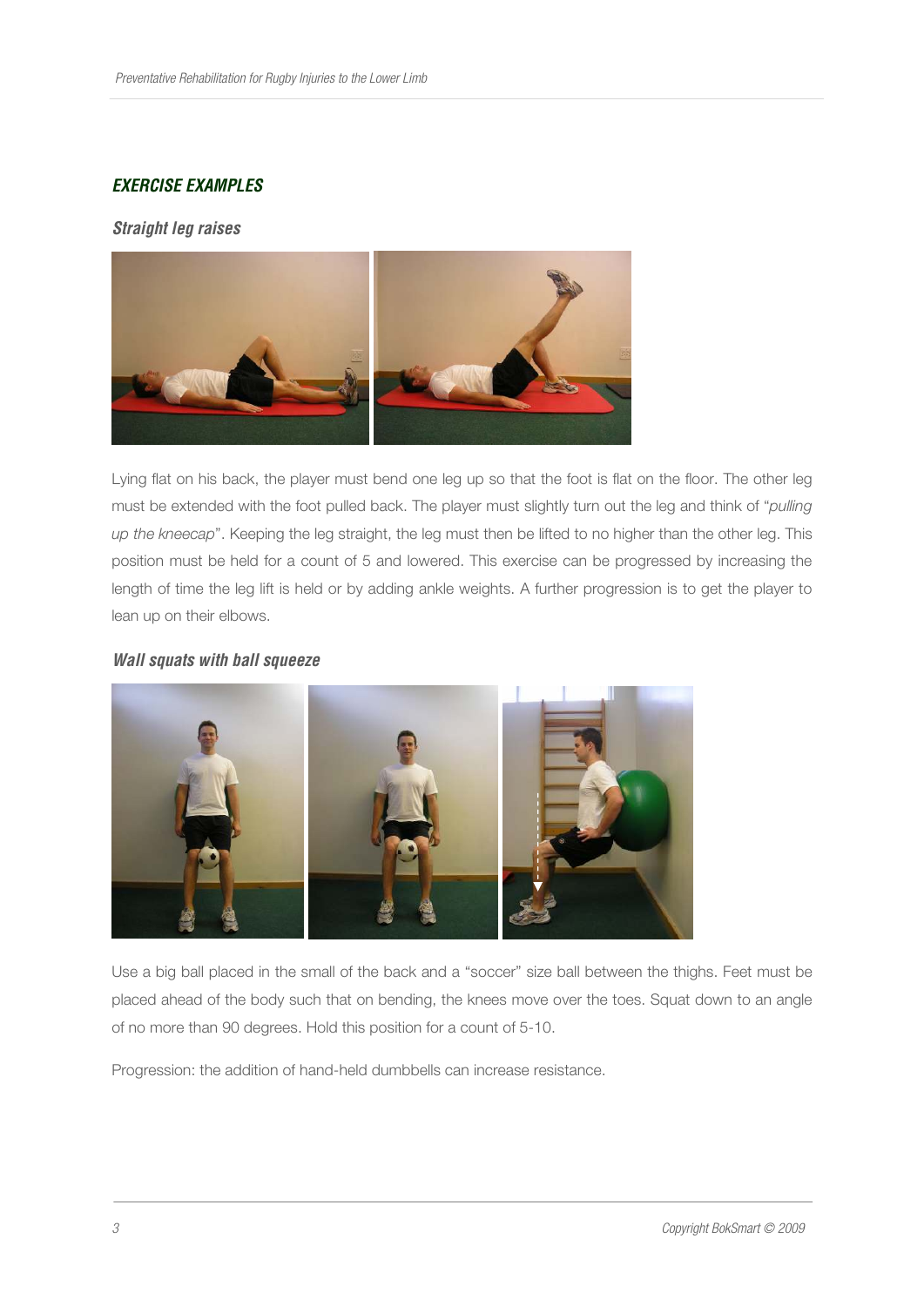## EXERCISE EXAMPLES

### *Straight leg raises*

Lying flat on his back, the player must bend one leg up so that the foot is flat on the floor. The other leg must be extended with the foot pulled back. The player must slightly turn out the leg and think of "*pulling up the kneecap*". Keeping the leg straight, the leg must then be lifted to no higher than the other leg. This position must be held for a count of 5 and lowered. This exercise can be progressed by increasing the length of time the leg lift is held or by adding ankle weights. A further progression is to get the player to lean up on their elbows.

### *Wall squats with ball squeeze*

Use a big ball placed in the small of the back and a "soccer" size ball between the thighs. Feet must be placed ahead of the body such that on bending, the knees move over the toes. Squat down to an angle of no more than 90 degrees. Hold this position for a count of 5-10.

Progression: the addition of hand-held dumbbells can increase resistance.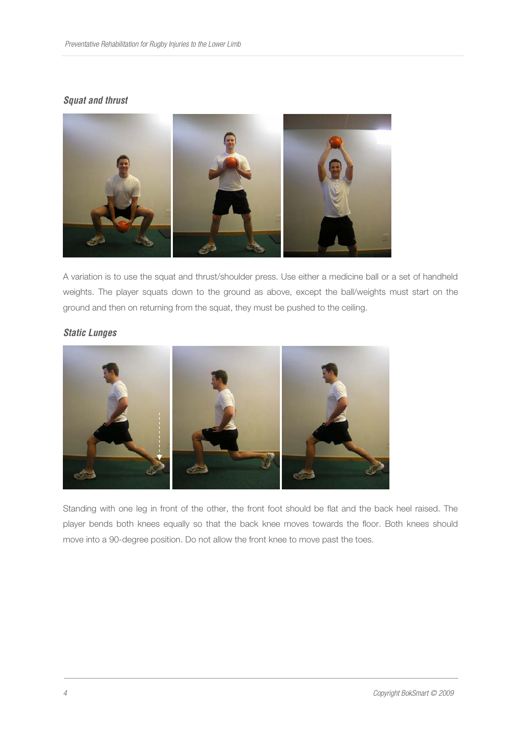### *Squat and thrust*

A variation is to use the squat and thrust/shoulder press. Use either a medicine ball or a set of handheld weights. The player squats down to the ground as above, except the ball/weights must start on the ground and then on returning from the squat, they must be pushed to the ceiling.

### *Static Lunges*

Standing with one leg in front of the other, the front foot should be flat and the back heel raised. The player bends both knees equally so that the back knee moves towards the floor. Both knees should move into a 90-degree position. Do not allow the front knee to move past the toes.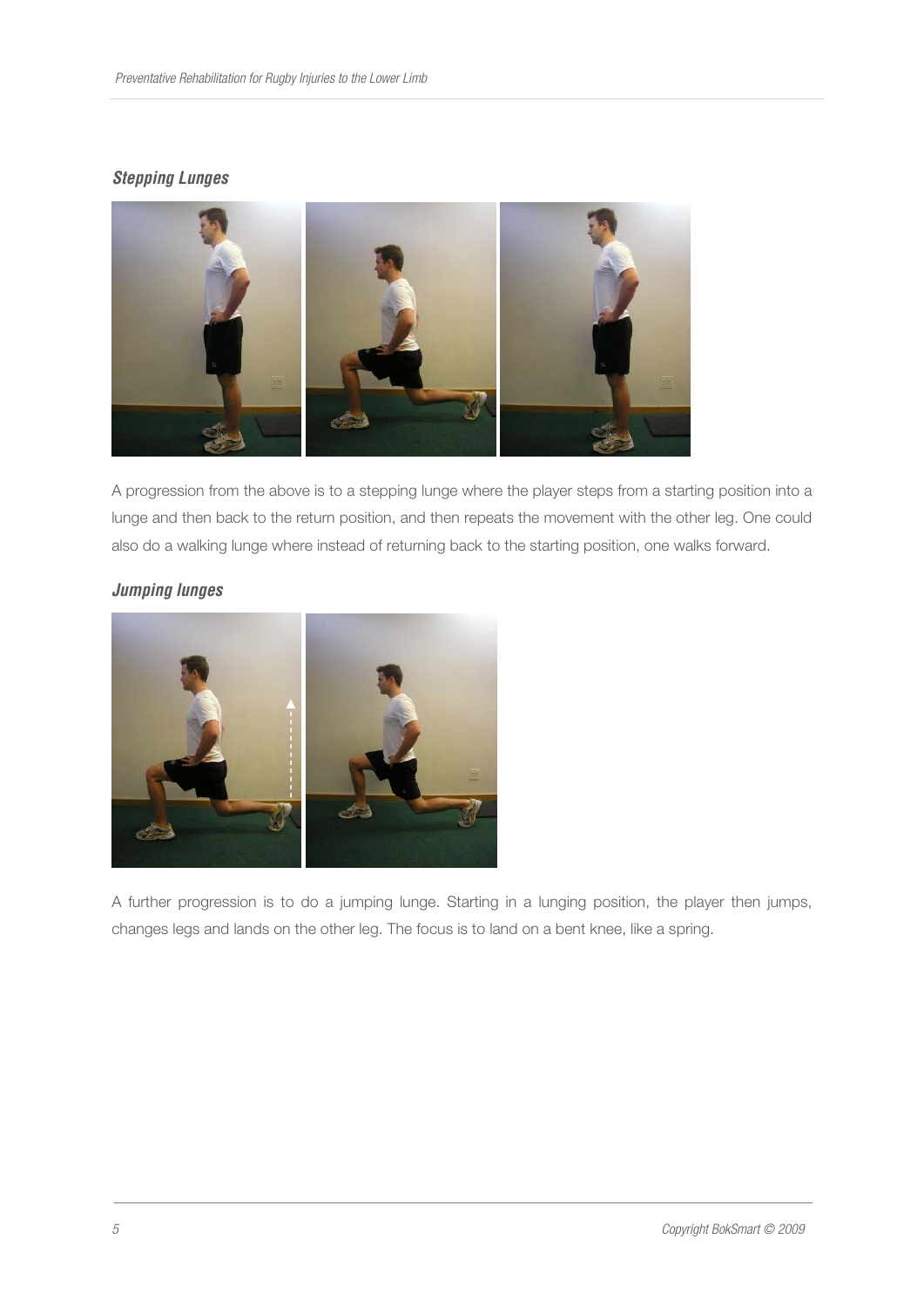### *Stepping Lunges*

A progression from the above is to a stepping lunge where the player steps from a starting position into a lunge and then back to the return position, and then repeats the movement with the other leg. One could also do a walking lunge where instead of returning back to the starting position, one walks forward.

### *Jumping lunges*

A further progression is to do a jumping lunge. Starting in a lunging position, the player then jumps, changes legs and lands on the other leg. The focus is to land on a bent knee, like a spring.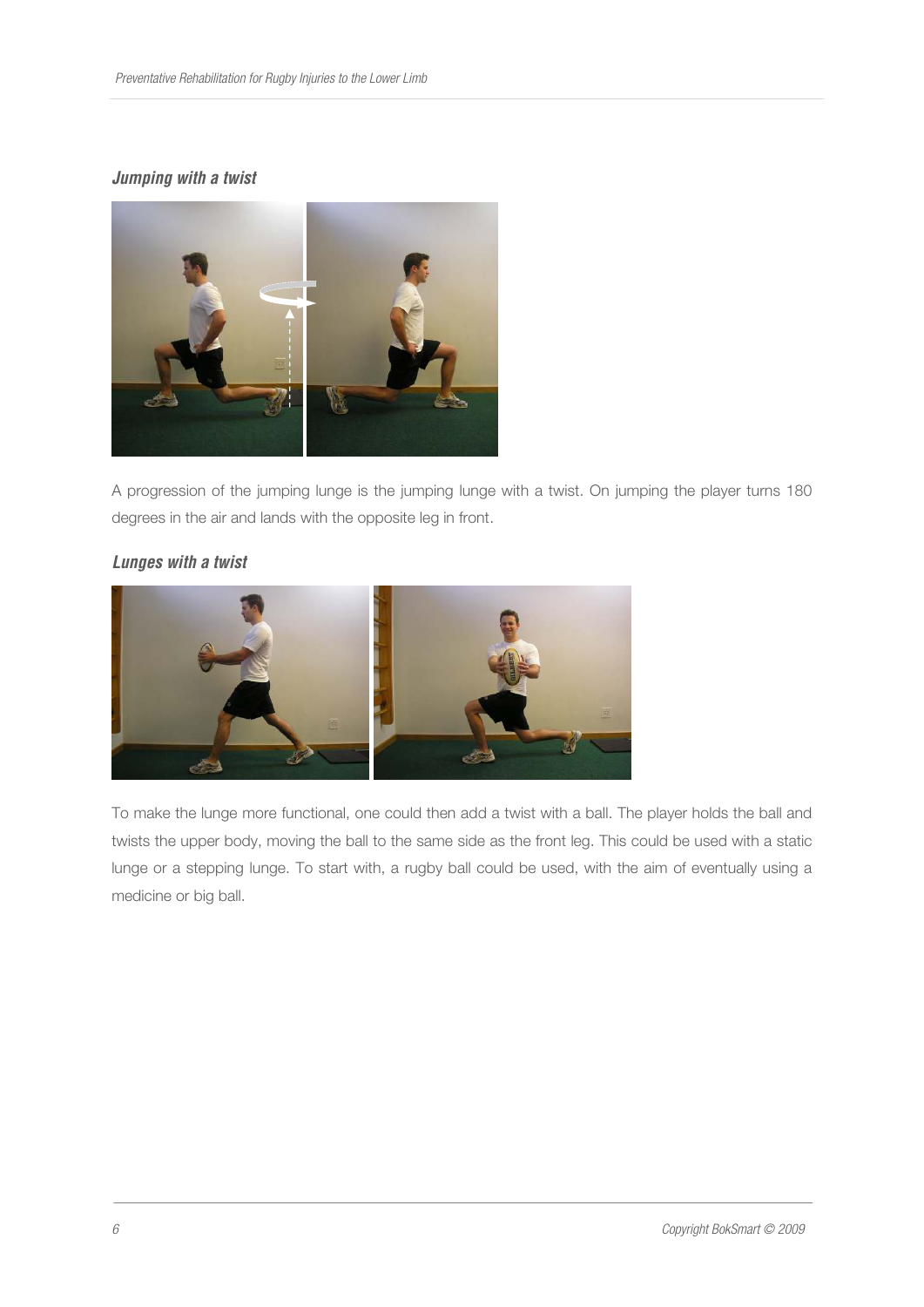### *Jumping with a twist*

A progression of the jumping lunge is the jumping lunge with a twist. On jumping the player turns 180 degrees in the air and lands with the opposite leg in front.

### *Lunges with a twist*

To make the lunge more functional, one could then add a twist with a ball. The player holds the ball and twists the upper body, moving the ball to the same side as the front leg. This could be used with a static lunge or a stepping lunge. To start with, a rugby ball could be used, with the aim of eventually using a medicine or big ball.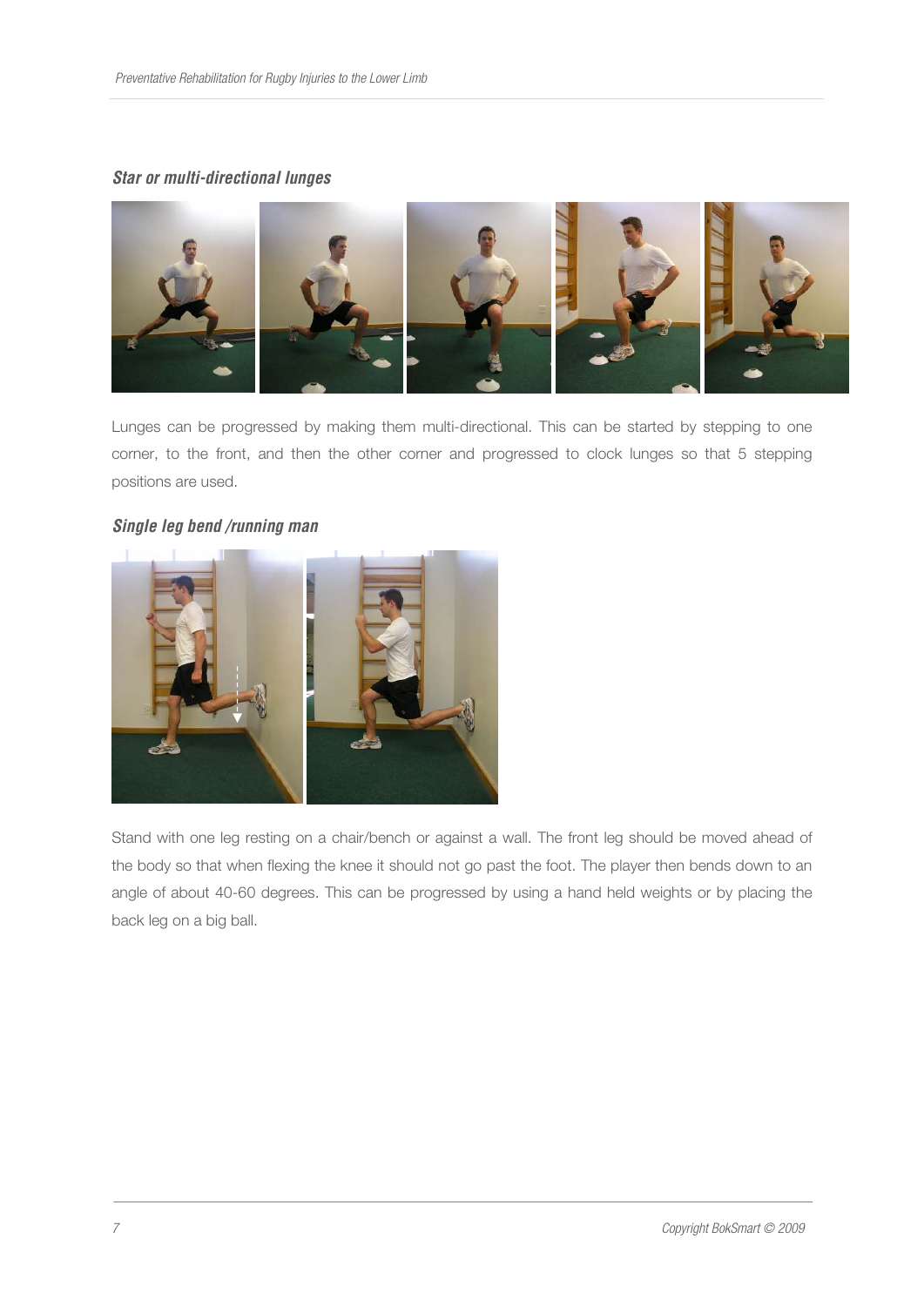### *Star or multi-directional lunges*

Lunges can be progressed by making them multi-directional. This can be started by stepping to one corner, to the front, and then the other corner and progressed to clock lunges so that 5 stepping positions are used.

### *Single leg bend /running man*

Stand with one leg resting on a chair/bench or against a wall. The front leg should be moved ahead of the body so that when flexing the knee it should not go past the foot. The player then bends down to an angle of about 40-60 degrees. This can be progressed by using a hand held weights or by placing the back leg on a big ball.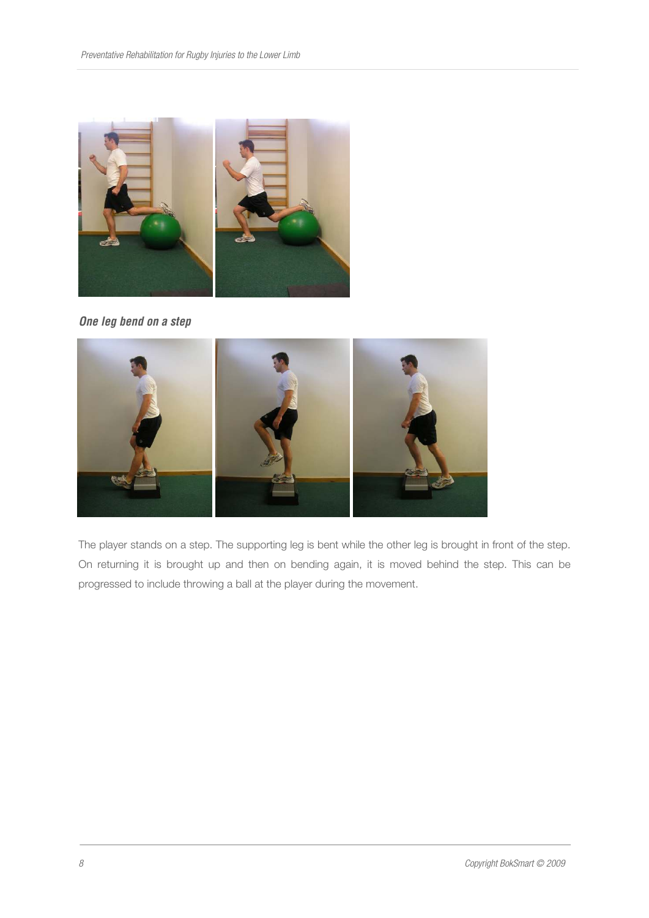***One leg bend on a step***

The player stands on a step. The supporting leg is bent while the other leg is brought in front of the step. On returning it is brought up and then on bending again, it is moved behind the step. This can be progressed to include throwing a ball at the player during the movement.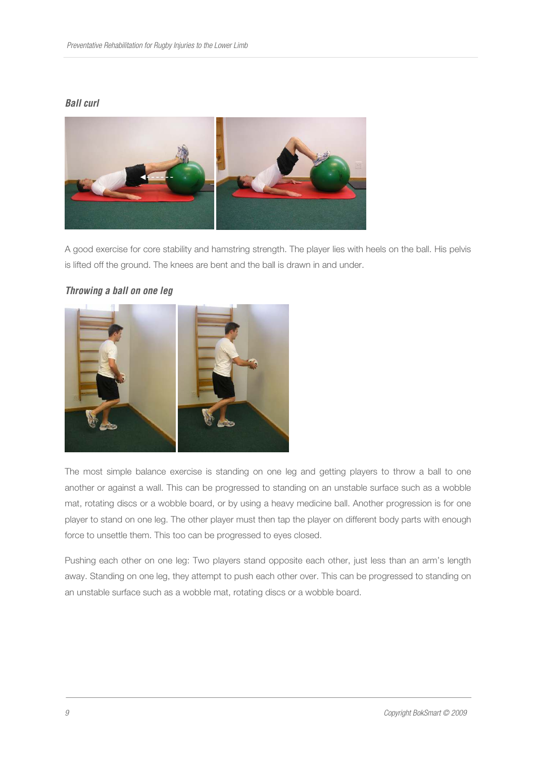### *Ball curl*

A good exercise for core stability and hamstring strength. The player lies with heels on the ball. His pelvis is lifted off the ground. The knees are bent and the ball is drawn in and under.

### *Throwing a ball on one leg*

The most simple balance exercise is standing on one leg and getting players to throw a ball to one another or against a wall. This can be progressed to standing on an unstable surface such as a wobble mat, rotating discs or a wobble board, or by using a heavy medicine ball. Another progression is for one player to stand on one leg. The other player must then tap the player on different body parts with enough force to unsettle them. This too can be progressed to eyes closed.

Pushing each other on one leg: Two players stand opposite each other, just less than an arm's length away. Standing on one leg, they attempt to push each other over. This can be progressed to standing on an unstable surface such as a wobble mat, rotating discs or a wobble board.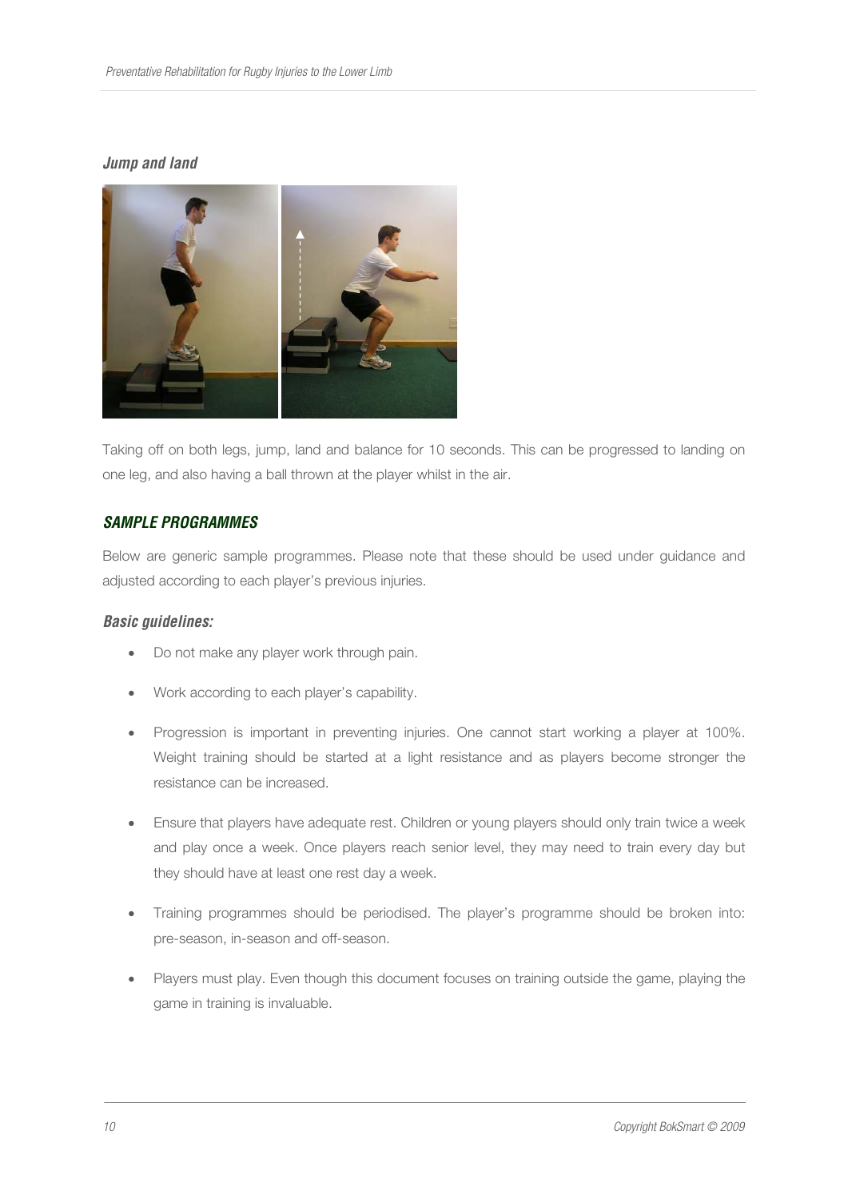### *Jump and land*

Taking off on both legs, jump, land and balance for 10 seconds. This can be progressed to landing on one leg, and also having a ball thrown at the player whilst in the air.

## *SAMPLE PROGRAMMES*

Below are generic sample programmes. Please note that these should be used under guidance and adjusted according to each player's previous injuries.

### *Basic guidelines:*

- Do not make any player work through pain.
- Work according to each player's capability.
- Progression is important in preventing injuries. One cannot start working a player at 100%. Weight training should be started at a light resistance and as players become stronger the resistance can be increased.
- Ensure that players have adequate rest. Children or young players should only train twice a week and play once a week. Once players reach senior level, they may need to train every day but they should have at least one rest day a week.
- Training programmes should be periodised. The player's programme should be broken into: pre-season, in-season and off-season.
- Players must play. Even though this document focuses on training outside the game, playing the game in training is invaluable.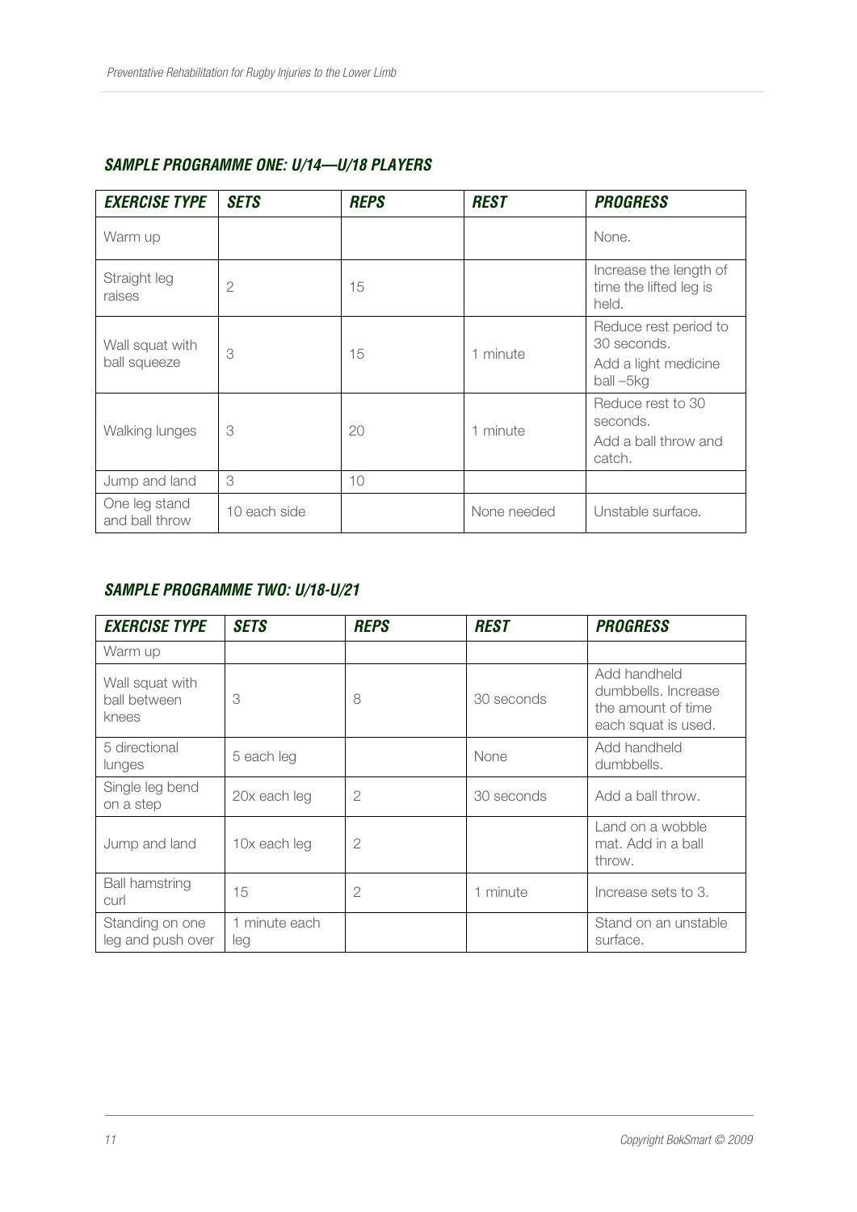### *SAMPLE PROGRAMME ONE: U/14—U/18 PLAYERS*

| *EXERCISE TYPE* | *SETS* | *REPS* | *REST* | *PROGRESS* |
|---|---|---|---|---|
| Warm up | | | | None. |
| Straight leg raises | 2 | 15 | | Increase the length of time the lifted leg is held. |
| Wall squat with ball squeeze | 3 | 15 | 1 minute | Reduce rest period to 30 seconds. Add a light medicine ball –5kg |
| Walking lunges | 3 | 20 | 1 minute | Reduce rest to 30 seconds. Add a ball throw and catch. |
| Jump and land | 3 | 10 | | |
| One leg stand and ball throw | 10 each side | | None needed | Unstable surface. |

### *SAMPLE PROGRAMME TWO: U/18-U/21*

| *EXERCISE TYPE* | *SETS* | *REPS* | *REST* | *PROGRESS* |
|---|---|---|---|---|
| Warm up | | | | |
| Wall squat with ball between knees | 3 | 8 | 30 seconds | Add handheld dumbbells. Increase the amount of time each squat is used. |
| 5 directional lunges | 5 each leg | | None | Add handheld dumbbells. |
| Single leg bend on a step | 20x each leg | 2 | 30 seconds | Add a ball throw. |
| Jump and land | 10x each leg | 2 | | Land on a wobble mat. Add in a ball throw. |
| Ball hamstring curl | 15 | 2 | 1 minute | Increase sets to 3. |
| Standing on one leg and push over | 1 minute each leg | | | Stand on an unstable surface. |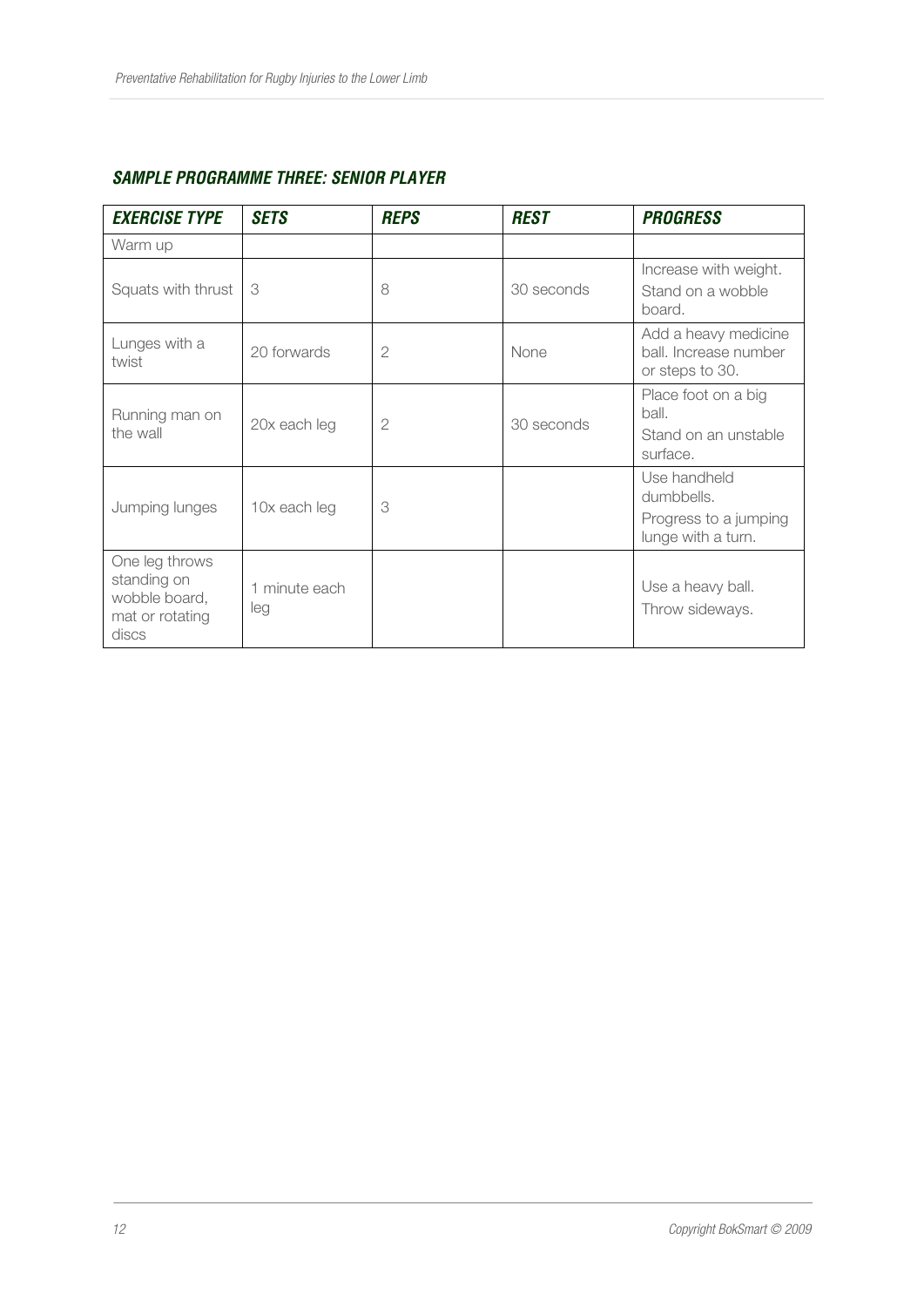### *SAMPLE PROGRAMME THREE: SENIOR PLAYER*

| *EXERCISE TYPE* | *SETS* | *REPS* | *REST* | *PROGRESS* |
|---|---|---|---|---|
| Warm up | | | | |
| Squats with thrust | 3 | 8 | 30 seconds | Increase with weight. Stand on a wobble board. |
| Lunges with a twist | 20 forwards | 2 | None | Add a heavy medicine ball. Increase number or steps to 30. |
| Running man on the wall | 20x each leg | 2 | 30 seconds | Place foot on a big ball. Stand on an unstable surface. |
| Jumping lunges | 10x each leg | 3 | | Use handheld dumbbells. Progress to a jumping lunge with a turn. |
| One leg throws standing on wobble board, mat or rotating discs | 1 minute each leg | | | Use a heavy ball. Throw sideways. |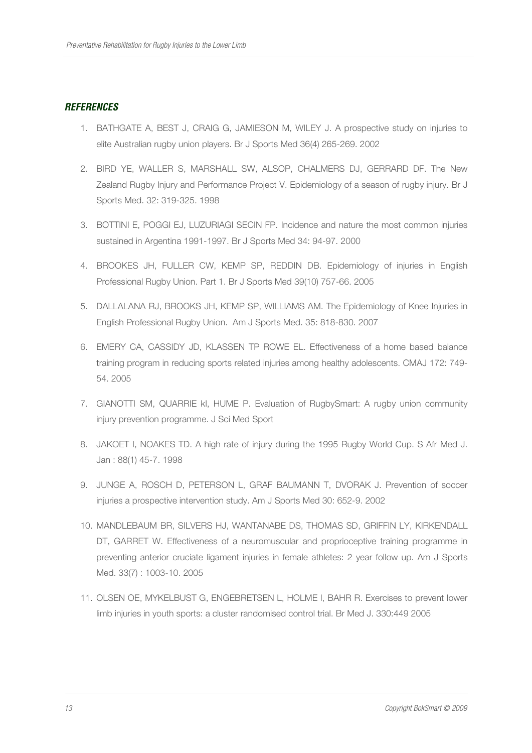## *REFERENCES*

1. BATHGATE A, BEST J, CRAIG G, JAMIESON M, WILEY J. A prospective study on injuries to elite Australian rugby union players. Br J Sports Med 36(4) 265-269. 2002
2. BIRD YE, WALLER S, MARSHALL SW, ALSOP, CHALMERS DJ, GERRARD DF. The New Zealand Rugby Injury and Performance Project V. Epidemiology of a season of rugby injury. Br J Sports Med. 32: 319-325. 1998
3. BOTTINI E, POGGI EJ, LUZURIAGI SECIN FP. Incidence and nature the most common injuries sustained in Argentina 1991-1997. Br J Sports Med 34: 94-97. 2000
4. BROOKES JH, FULLER CW, KEMP SP, REDDIN DB. Epidemiology of injuries in English Professional Rugby Union. Part 1. Br J Sports Med 39(10) 757-66. 2005
5. DALLALANA RJ, BROOKS JH, KEMP SP, WILLIAMS AM. The Epidemiology of Knee Injuries in English Professional Rugby Union. Am J Sports Med. 35: 818-830. 2007
6. EMERY CA, CASSIDY JD, KLASSEN TP ROWE EL. Effectiveness of a home based balance training program in reducing sports related injuries among healthy adolescents. CMAJ 172: 749-54. 2005
7. GIANOTTI SM, QUARRIE kl, HUME P. Evaluation of RugbySmart: A rugby union community injury prevention programme. J Sci Med Sport
8. JAKOET I, NOAKES TD. A high rate of injury during the 1995 Rugby World Cup. S Afr Med J. Jan : 88(1) 45-7. 1998
9. JUNGE A, ROSCH D, PETERSON L, GRAF BAUMANN T, DVORAK J. Prevention of soccer injuries a prospective intervention study. Am J Sports Med 30: 652-9. 2002
10. MANDLEBAUM BR, SILVERS HJ, WANTANABE DS, THOMAS SD, GRIFFIN LY, KIRKENDALL DT, GARRET W. Effectiveness of a neuromuscular and proprioceptive training programme in preventing anterior cruciate ligament injuries in female athletes: 2 year follow up. Am J Sports Med. 33(7) : 1003-10. 2005
11. OLSEN OE, MYKELBUST G, ENGEBRETSEN L, HOLME I, BAHR R. Exercises to prevent lower limb injuries in youth sports: a cluster randomised control trial. Br Med J. 330:449 2005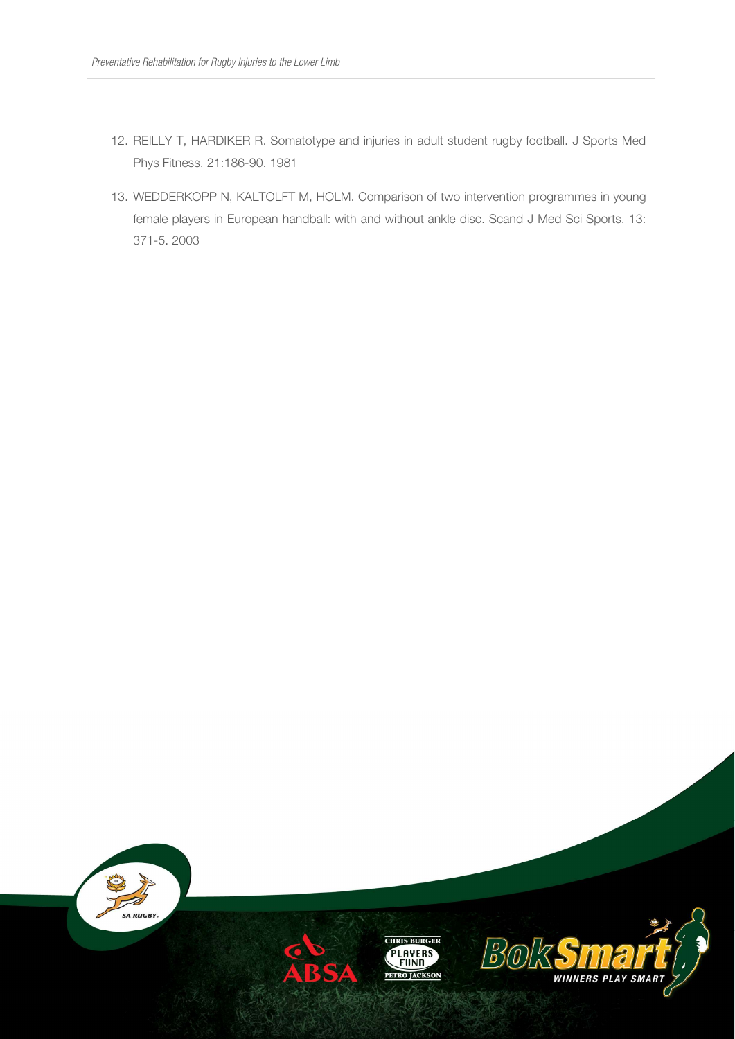12. REILLY T, HARDIKER R. Somatotype and injuries in adult student rugby football. J Sports Med Phys Fitness. 21:186-90. 1981

13. WEDDERKOPP N, KALTOLFT M, HOLM. Comparison of two intervention programmes in young female players in European handball: with and without ankle disc. Scand J Med Sci Sports. 13: 371-5. 2003